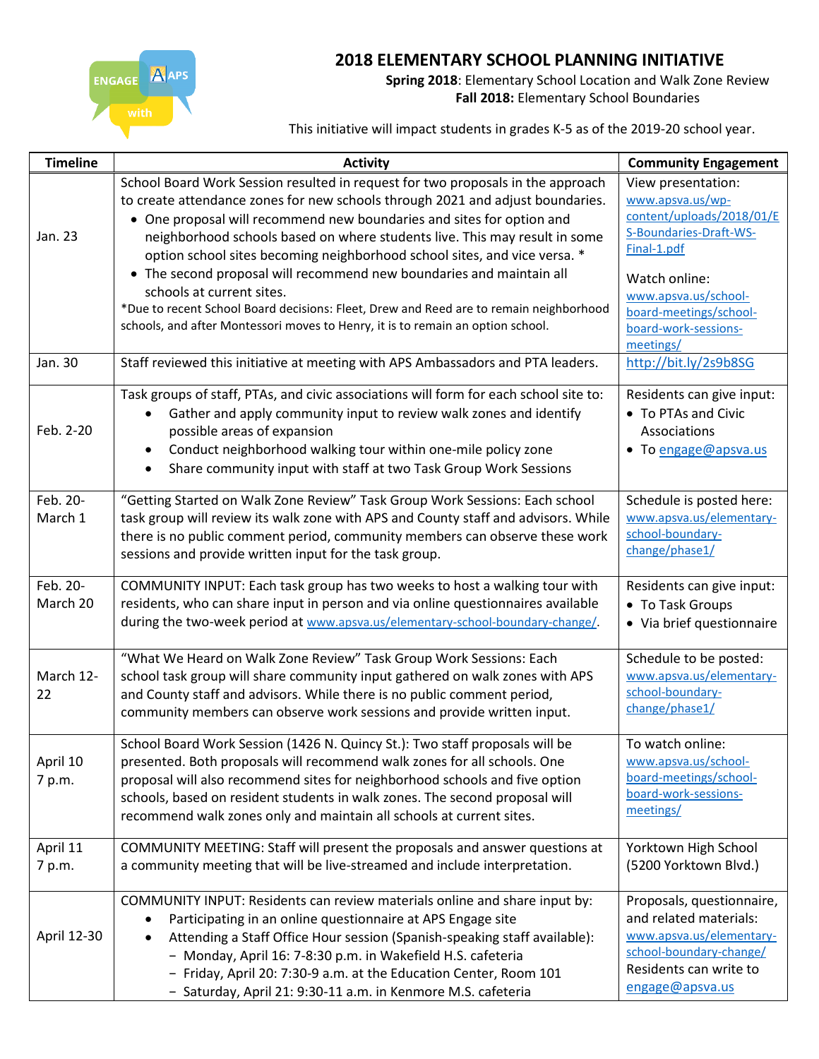# 2018 ELEMENTARY SCHOOL PLANNING INITIATIVE

**Spring 2018**: Elementary School Location and Walk Zone Review
**Fall 2018:** Elementary School Boundaries

This initiative will impact students in grades K-5 as of the 2019-20 school year.

| Timeline | Activity | Community Engagement |
|---|---|---|
| Jan. 23 | School Board Work Session resulted in request for two proposals in the approach to create attendance zones for new schools through 2021 and adjust boundaries.<br>• One proposal will recommend new boundaries and sites for option and neighborhood schools based on where students live. This may result in some option school sites becoming neighborhood school sites, and vice versa. *<br>• The second proposal will recommend new boundaries and maintain all schools at current sites.<br>*Due to recent School Board decisions: Fleet, Drew and Reed are to remain neighborhood schools, and after Montessori moves to Henry, it is to remain an option school. | View presentation: www.apsva.us/wp-content/uploads/2018/01/ES-Boundaries-Draft-WS-Final-1.pdf<br><br>Watch online: www.apsva.us/school-board-meetings/school-board-work-sessions-meetings/ |
| Jan. 30 | Staff reviewed this initiative at meeting with APS Ambassadors and PTA leaders. | http://bit.ly/2s9b8SG |
| Feb. 2-20 | Task groups of staff, PTAs, and civic associations will form for each school site to:<br>• Gather and apply community input to review walk zones and identify possible areas of expansion<br>• Conduct neighborhood walking tour within one-mile policy zone<br>• Share community input with staff at two Task Group Work Sessions | Residents can give input:<br>• To PTAs and Civic Associations<br>• To engage@apsva.us |
| Feb. 20-March 1 | "Getting Started on Walk Zone Review" Task Group Work Sessions: Each school task group will review its walk zone with APS and County staff and advisors. While there is no public comment period, community members can observe these work sessions and provide written input for the task group. | Schedule is posted here: www.apsva.us/elementary-school-boundary-change/phase1/ |
| Feb. 20-March 20 | COMMUNITY INPUT: Each task group has two weeks to host a walking tour with residents, who can share input in person and via online questionnaires available during the two-week period at www.apsva.us/elementary-school-boundary-change/. | Residents can give input:<br>• To Task Groups<br>• Via brief questionnaire |
| March 12-22 | "What We Heard on Walk Zone Review" Task Group Work Sessions: Each school task group will share community input gathered on walk zones with APS and County staff and advisors. While there is no public comment period, community members can observe work sessions and provide written input. | Schedule to be posted: www.apsva.us/elementary-school-boundary-change/phase1/ |
| April 10<br>7 p.m. | School Board Work Session (1426 N. Quincy St.): Two staff proposals will be presented. Both proposals will recommend walk zones for all schools. One proposal will also recommend sites for neighborhood schools and five option schools, based on resident students in walk zones. The second proposal will recommend walk zones only and maintain all schools at current sites. | To watch online: www.apsva.us/school-board-meetings/school-board-work-sessions-meetings/ |
| April 11<br>7 p.m. | COMMUNITY MEETING: Staff will present the proposals and answer questions at a community meeting that will be live-streamed and include interpretation. | Yorktown High School (5200 Yorktown Blvd.) |
| April 12-30 | COMMUNITY INPUT: Residents can review materials online and share input by:<br>• Participating in an online questionnaire at APS Engage site<br>• Attending a Staff Office Hour session (Spanish-speaking staff available):<br>− Monday, April 16: 7-8:30 p.m. in Wakefield H.S. cafeteria<br>− Friday, April 20: 7:30-9 a.m. at the Education Center, Room 101<br>− Saturday, April 21: 9:30-11 a.m. in Kenmore M.S. cafeteria | Proposals, questionnaire, and related materials: www.apsva.us/elementary-school-boundary-change/<br>Residents can write to engage@apsva.us |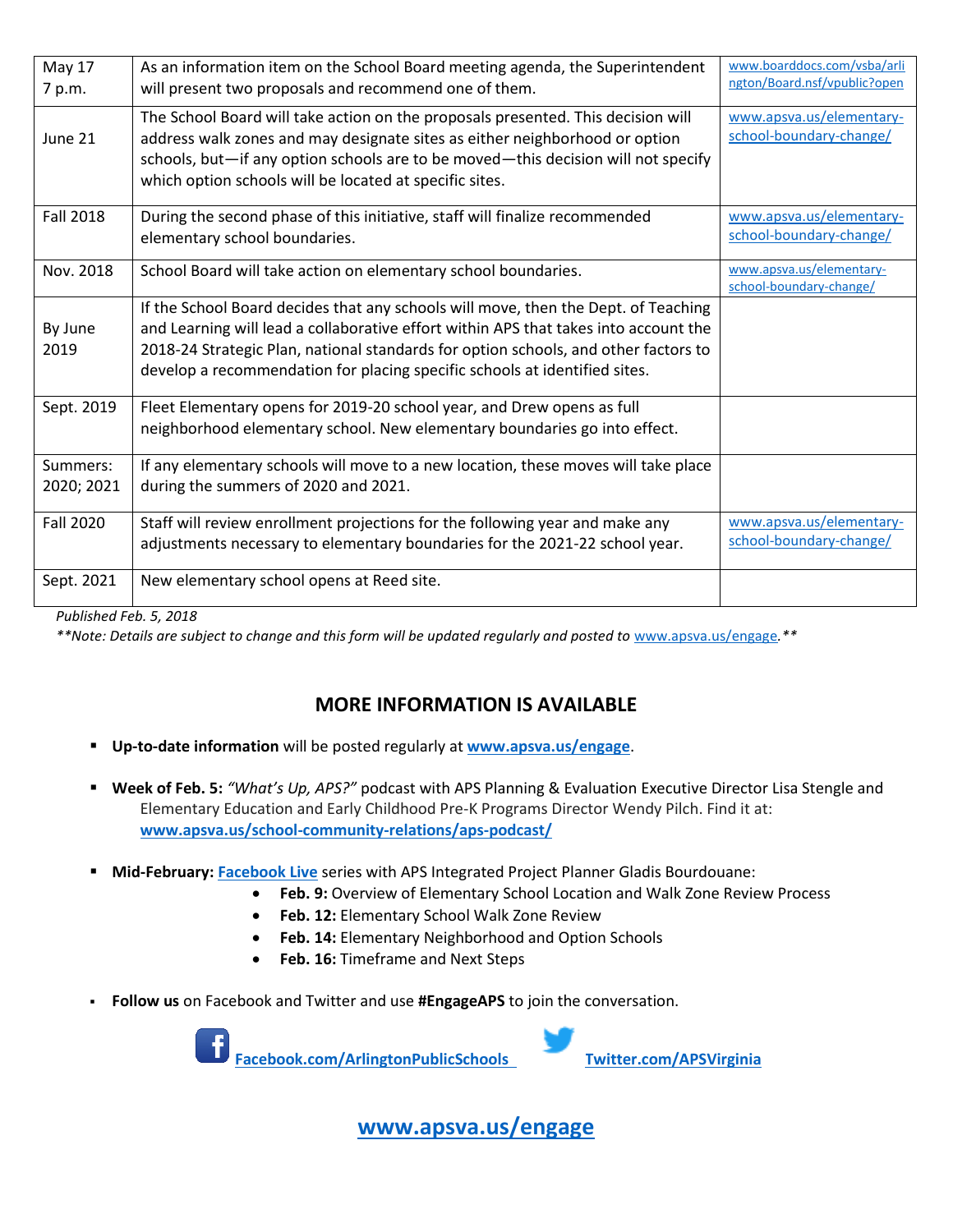| | | |
|---|---|---|
| May 17<br>7 p.m. | As an information item on the School Board meeting agenda, the Superintendent will present two proposals and recommend one of them. | www.boarddocs.com/vsba/arlington/Board.nsf/vpublic?open |
| June 21 | The School Board will take action on the proposals presented. This decision will address walk zones and may designate sites as either neighborhood or option schools, but—if any option schools are to be moved—this decision will not specify which option schools will be located at specific sites. | www.apsva.us/elementary-school-boundary-change/ |
| Fall 2018 | During the second phase of this initiative, staff will finalize recommended elementary school boundaries. | www.apsva.us/elementary-school-boundary-change/ |
| Nov. 2018 | School Board will take action on elementary school boundaries. | www.apsva.us/elementary-school-boundary-change/ |
| By June 2019 | If the School Board decides that any schools will move, then the Dept. of Teaching and Learning will lead a collaborative effort within APS that takes into account the 2018-24 Strategic Plan, national standards for option schools, and other factors to develop a recommendation for placing specific schools at identified sites. | |
| Sept. 2019 | Fleet Elementary opens for 2019-20 school year, and Drew opens as full neighborhood elementary school. New elementary boundaries go into effect. | |
| Summers: 2020; 2021 | If any elementary schools will move to a new location, these moves will take place during the summers of 2020 and 2021. | |
| Fall 2020 | Staff will review enrollment projections for the following year and make any adjustments necessary to elementary boundaries for the 2021-22 school year. | www.apsva.us/elementary-school-boundary-change/ |
| Sept. 2021 | New elementary school opens at Reed site. | |

*Published Feb. 5, 2018*

*\*\*Note: Details are subject to change and this form will be updated regularly and posted to www.apsva.us/engage.\*\**

## MORE INFORMATION IS AVAILABLE

- **Up-to-date information** will be posted regularly at **www.apsva.us/engage**.
- **Week of Feb. 5:** *"What's Up, APS?"* podcast with APS Planning & Evaluation Executive Director Lisa Stengle and Elementary Education and Early Childhood Pre-K Programs Director Wendy Pilch. Find it at: **www.apsva.us/school-community-relations/aps-podcast/**
- **Mid-February:** **Facebook Live** series with APS Integrated Project Planner Gladis Bourdouane:
  - **Feb. 9:** Overview of Elementary School Location and Walk Zone Review Process
  - **Feb. 12:** Elementary School Walk Zone Review
  - **Feb. 14:** Elementary Neighborhood and Option Schools
  - **Feb. 16:** Timeframe and Next Steps
- **Follow us** on Facebook and Twitter and use **#EngageAPS** to join the conversation.

**Facebook.com/ArlingtonPublicSchools** **Twitter.com/APSVirginia**

**www.apsva.us/engage**